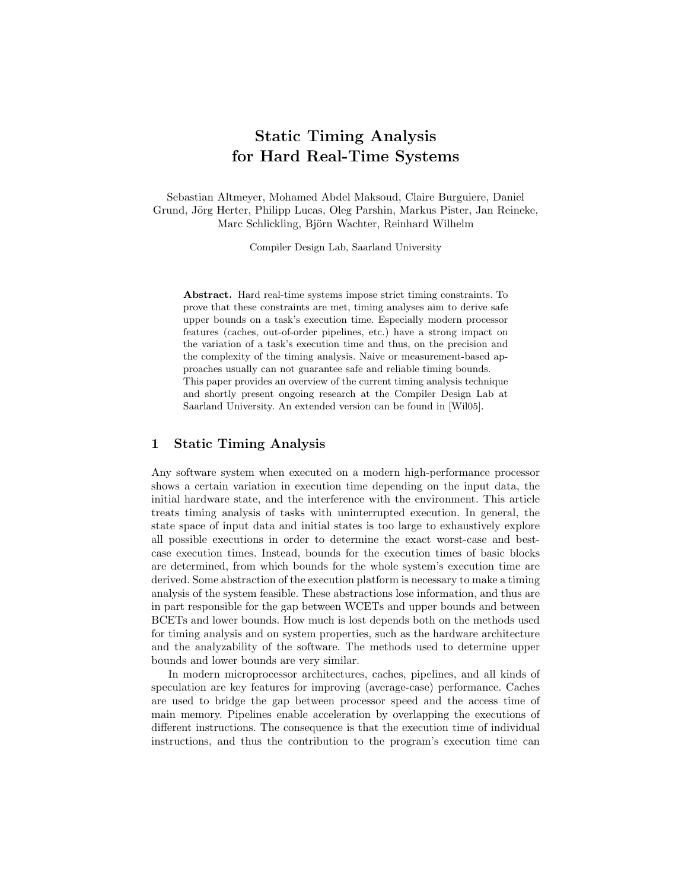# Static Timing Analysis for Hard Real-Time Systems

Sebastian Altmeyer, Mohamed Abdel Maksoud, Claire Burguiere, Daniel Grund, Jörg Herter, Philipp Lucas, Oleg Parshin, Markus Pister, Jan Reineke, Marc Schlickling, Björn Wachter, Reinhard Wilhelm

Compiler Design Lab, Saarland University

**Abstract.** Hard real-time systems impose strict timing constraints. To prove that these constraints are met, timing analyses aim to derive safe upper bounds on a task's execution time. Especially modern processor features (caches, out-of-order pipelines, etc.) have a strong impact on the variation of a task's execution time and thus, on the precision and the complexity of the timing analysis. Naive or measurement-based approaches usually can not guarantee safe and reliable timing bounds. This paper provides an overview of the current timing analysis technique and shortly present ongoing research at the Compiler Design Lab at Saarland University. An extended version can be found in [Wil05].

## 1 Static Timing Analysis

Any software system when executed on a modern high-performance processor shows a certain variation in execution time depending on the input data, the initial hardware state, and the interference with the environment. This article treats timing analysis of tasks with uninterrupted execution. In general, the state space of input data and initial states is too large to exhaustively explore all possible executions in order to determine the exact worst-case and best-case execution times. Instead, bounds for the execution times of basic blocks are determined, from which bounds for the whole system's execution time are derived. Some abstraction of the execution platform is necessary to make a timing analysis of the system feasible. These abstractions lose information, and thus are in part responsible for the gap between WCETs and upper bounds and between BCETs and lower bounds. How much is lost depends both on the methods used for timing analysis and on system properties, such as the hardware architecture and the analyzability of the software. The methods used to determine upper bounds and lower bounds are very similar.

In modern microprocessor architectures, caches, pipelines, and all kinds of speculation are key features for improving (average-case) performance. Caches are used to bridge the gap between processor speed and the access time of main memory. Pipelines enable acceleration by overlapping the executions of different instructions. The consequence is that the execution time of individual instructions, and thus the contribution to the program's execution time can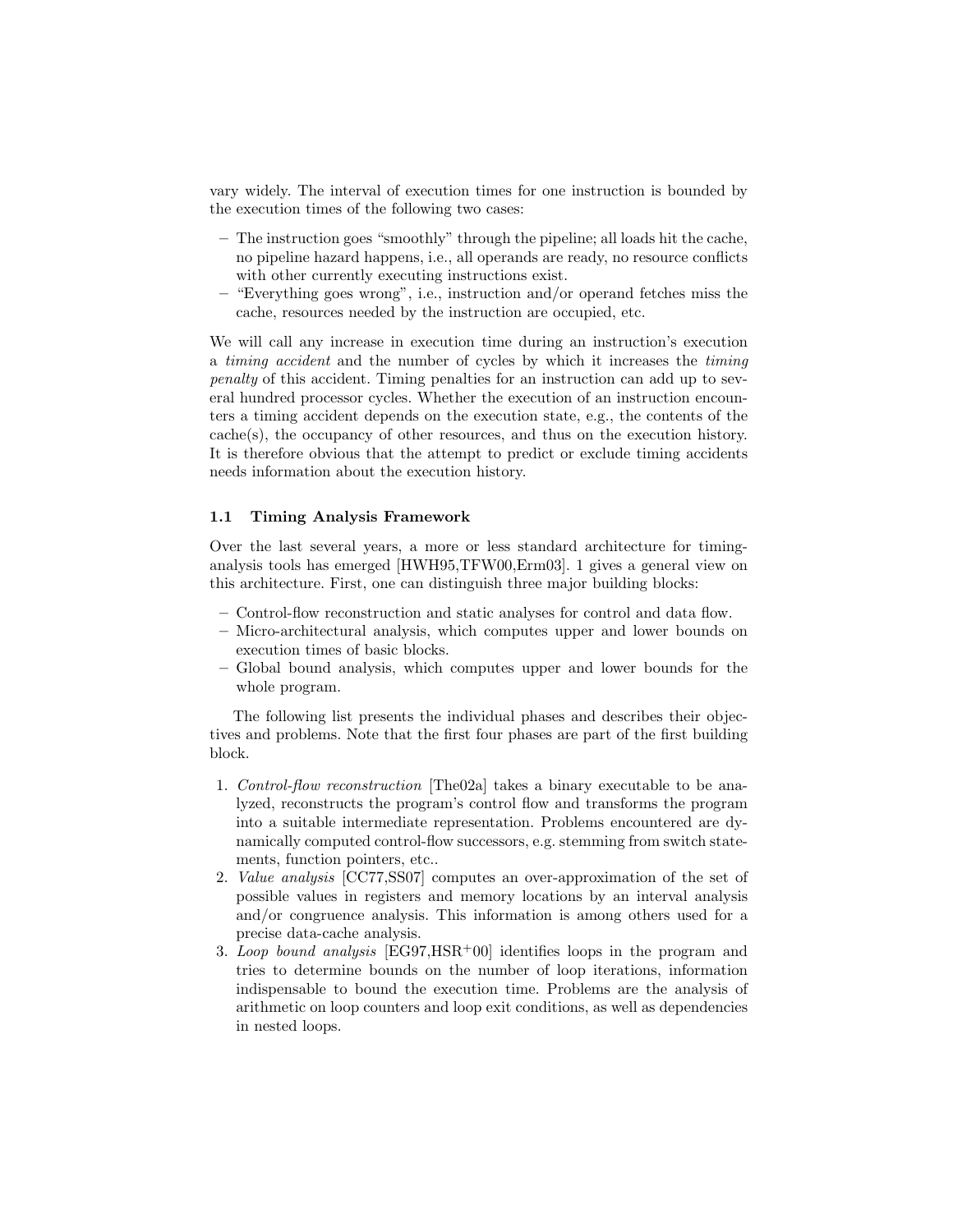vary widely. The interval of execution times for one instruction is bounded by the execution times of the following two cases:

- The instruction goes "smoothly" through the pipeline; all loads hit the cache, no pipeline hazard happens, i.e., all operands are ready, no resource conflicts with other currently executing instructions exist.
- "Everything goes wrong", i.e., instruction and/or operand fetches miss the cache, resources needed by the instruction are occupied, etc.

We will call any increase in execution time during an instruction's execution a *timing accident* and the number of cycles by which it increases the *timing penalty* of this accident. Timing penalties for an instruction can add up to several hundred processor cycles. Whether the execution of an instruction encounters a timing accident depends on the execution state, e.g., the contents of the cache(s), the occupancy of other resources, and thus on the execution history. It is therefore obvious that the attempt to predict or exclude timing accidents needs information about the execution history.

### 1.1 Timing Analysis Framework

Over the last several years, a more or less standard architecture for timing-analysis tools has emerged [HWH95,TFW00,Erm03]. 1 gives a general view on this architecture. First, one can distinguish three major building blocks:

- Control-flow reconstruction and static analyses for control and data flow.
- Micro-architectural analysis, which computes upper and lower bounds on execution times of basic blocks.
- Global bound analysis, which computes upper and lower bounds for the whole program.

The following list presents the individual phases and describes their objectives and problems. Note that the first four phases are part of the first building block.

1. *Control-flow reconstruction* [The02a] takes a binary executable to be analyzed, reconstructs the program's control flow and transforms the program into a suitable intermediate representation. Problems encountered are dynamically computed control-flow successors, e.g. stemming from switch statements, function pointers, etc..
2. *Value analysis* [CC77,SS07] computes an over-approximation of the set of possible values in registers and memory locations by an interval analysis and/or congruence analysis. This information is among others used for a precise data-cache analysis.
3. *Loop bound analysis* [EG97,HSR+00] identifies loops in the program and tries to determine bounds on the number of loop iterations, information indispensable to bound the execution time. Problems are the analysis of arithmetic on loop counters and loop exit conditions, as well as dependencies in nested loops.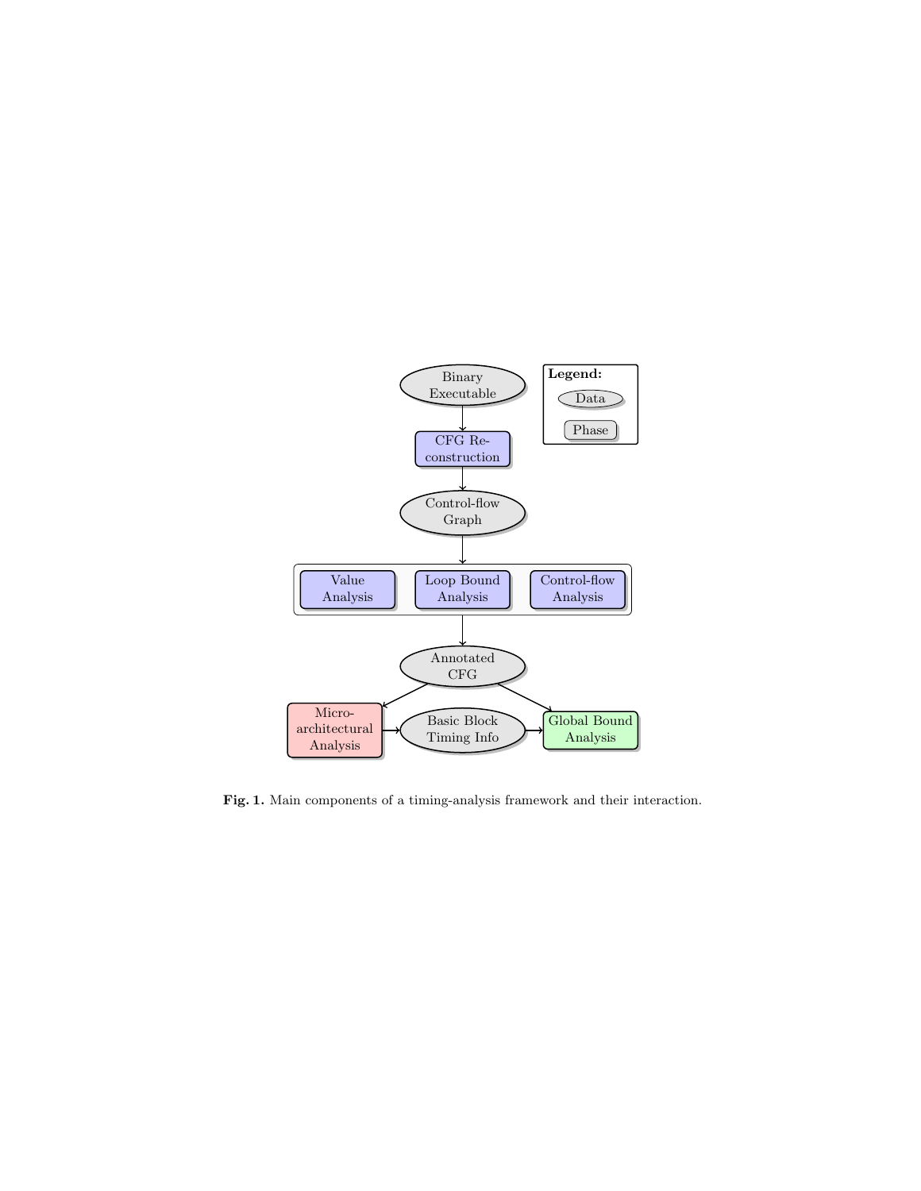Fig. 1. Main components of a timing-analysis framework and their interaction.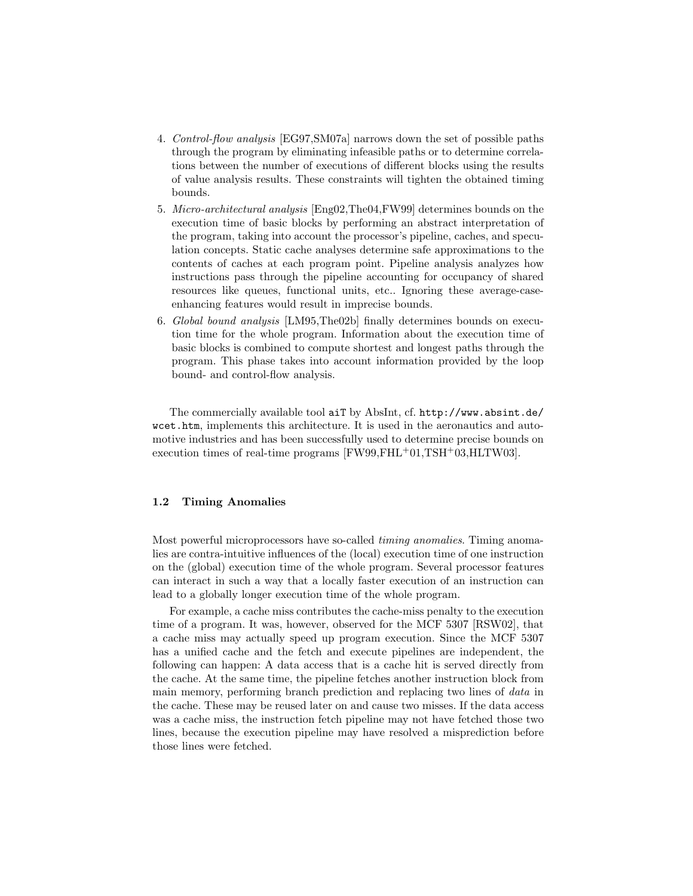4. *Control-flow analysis* [EG97,SM07a] narrows down the set of possible paths through the program by eliminating infeasible paths or to determine correlations between the number of executions of different blocks using the results of value analysis results. These constraints will tighten the obtained timing bounds.
5. *Micro-architectural analysis* [Eng02,The04,FW99] determines bounds on the execution time of basic blocks by performing an abstract interpretation of the program, taking into account the processor's pipeline, caches, and speculation concepts. Static cache analyses determine safe approximations to the contents of caches at each program point. Pipeline analysis analyzes how instructions pass through the pipeline accounting for occupancy of shared resources like queues, functional units, etc.. Ignoring these average-case-enhancing features would result in imprecise bounds.
6. *Global bound analysis* [LM95,The02b] finally determines bounds on execution time for the whole program. Information about the execution time of basic blocks is combined to compute shortest and longest paths through the program. This phase takes into account information provided by the loop bound- and control-flow analysis.

The commercially available tool `aiT` by AbsInt, cf. `http://www.absint.de/wcet.htm`, implements this architecture. It is used in the aeronautics and automotive industries and has been successfully used to determine precise bounds on execution times of real-time programs [FW99,FHL[+]01,TSH[+]03,HLTW03].

### 1.2 Timing Anomalies

Most powerful microprocessors have so-called *timing anomalies*. Timing anomalies are contra-intuitive influences of the (local) execution time of one instruction on the (global) execution time of the whole program. Several processor features can interact in such a way that a locally faster execution of an instruction can lead to a globally longer execution time of the whole program.

For example, a cache miss contributes the cache-miss penalty to the execution time of a program. It was, however, observed for the MCF 5307 [RSW02], that a cache miss may actually speed up program execution. Since the MCF 5307 has a unified cache and the fetch and execute pipelines are independent, the following can happen: A data access that is a cache hit is served directly from the cache. At the same time, the pipeline fetches another instruction block from main memory, performing branch prediction and replacing two lines of *data* in the cache. These may be reused later on and cause two misses. If the data access was a cache miss, the instruction fetch pipeline may not have fetched those two lines, because the execution pipeline may have resolved a misprediction before those lines were fetched.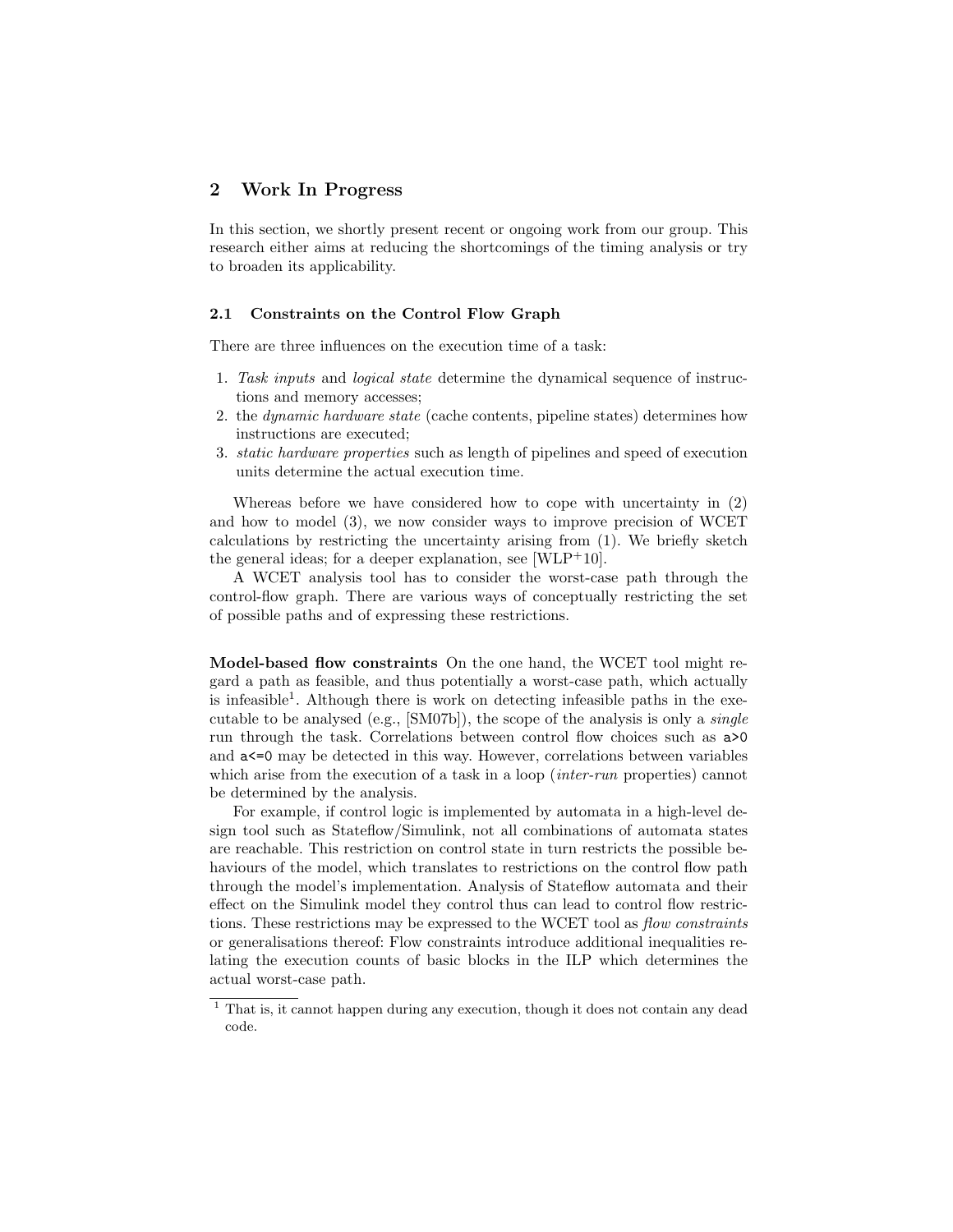## 2 Work In Progress

In this section, we shortly present recent or ongoing work from our group. This research either aims at reducing the shortcomings of the timing analysis or try to broaden its applicability.

### 2.1 Constraints on the Control Flow Graph

There are three influences on the execution time of a task:

1. *Task inputs* and *logical state* determine the dynamical sequence of instructions and memory accesses;
2. the *dynamic hardware state* (cache contents, pipeline states) determines how instructions are executed;
3. *static hardware properties* such as length of pipelines and speed of execution units determine the actual execution time.

Whereas before we have considered how to cope with uncertainty in (2) and how to model (3), we now consider ways to improve precision of WCET calculations by restricting the uncertainty arising from (1). We briefly sketch the general ideas; for a deeper explanation, see [WLP+10].

A WCET analysis tool has to consider the worst-case path through the control-flow graph. There are various ways of conceptually restricting the set of possible paths and of expressing these restrictions.

**Model-based flow constraints** On the one hand, the WCET tool might regard a path as feasible, and thus potentially a worst-case path, which actually is infeasible[1]. Although there is work on detecting infeasible paths in the executable to be analysed (e.g., [SM07b]), the scope of the analysis is only a *single* run through the task. Correlations between control flow choices such as `a>0` and `a<=0` may be detected in this way. However, correlations between variables which arise from the execution of a task in a loop (*inter-run* properties) cannot be determined by the analysis.

For example, if control logic is implemented by automata in a high-level design tool such as Stateflow/Simulink, not all combinations of automata states are reachable. This restriction on control state in turn restricts the possible behaviours of the model, which translates to restrictions on the control flow path through the model's implementation. Analysis of Stateflow automata and their effect on the Simulink model they control thus can lead to control flow restrictions. These restrictions may be expressed to the WCET tool as *flow constraints* or generalisations thereof: Flow constraints introduce additional inequalities relating the execution counts of basic blocks in the ILP which determines the actual worst-case path.

[1] That is, it cannot happen during any execution, though it does not contain any dead code.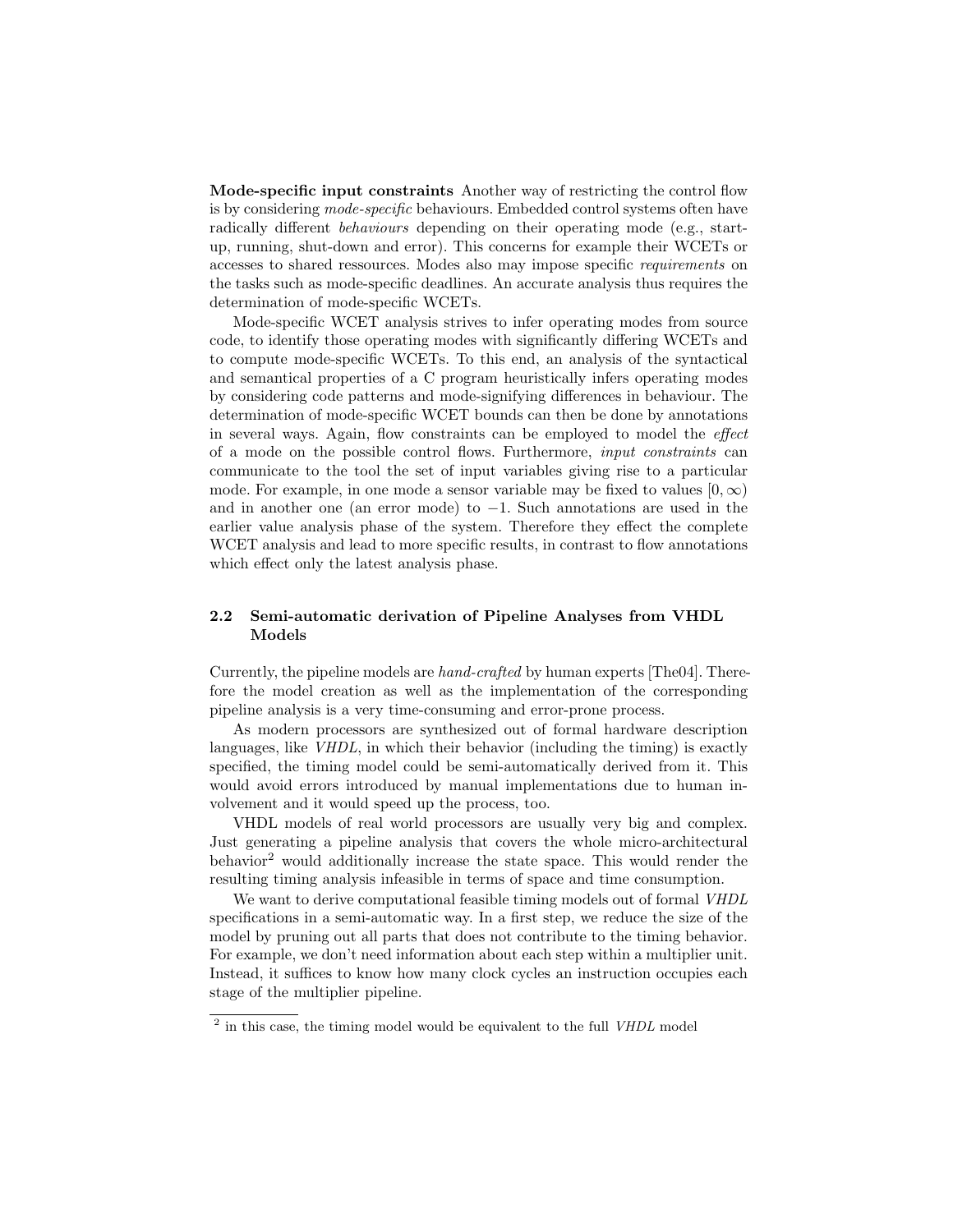**Mode-specific input constraints** Another way of restricting the control flow is by considering *mode-specific* behaviours. Embedded control systems often have radically different *behaviours* depending on their operating mode (e.g., start-up, running, shut-down and error). This concerns for example their WCETs or accesses to shared ressources. Modes also may impose specific *requirements* on the tasks such as mode-specific deadlines. An accurate analysis thus requires the determination of mode-specific WCETs.

Mode-specific WCET analysis strives to infer operating modes from source code, to identify those operating modes with significantly differing WCETs and to compute mode-specific WCETs. To this end, an analysis of the syntactical and semantical properties of a C program heuristically infers operating modes by considering code patterns and mode-signifying differences in behaviour. The determination of mode-specific WCET bounds can then be done by annotations in several ways. Again, flow constraints can be employed to model the *effect* of a mode on the possible control flows. Furthermore, *input constraints* can communicate to the tool the set of input variables giving rise to a particular mode. For example, in one mode a sensor variable may be fixed to values $[0, \infty)$ and in another one (an error mode) to $-1$. Such annotations are used in the earlier value analysis phase of the system. Therefore they effect the complete WCET analysis and lead to more specific results, in contrast to flow annotations which effect only the latest analysis phase.

### 2.2 Semi-automatic derivation of Pipeline Analyses from VHDL Models

Currently, the pipeline models are *hand-crafted* by human experts [The04]. Therefore the model creation as well as the implementation of the corresponding pipeline analysis is a very time-consuming and error-prone process.

As modern processors are synthesized out of formal hardware description languages, like *VHDL*, in which their behavior (including the timing) is exactly specified, the timing model could be semi-automatically derived from it. This would avoid errors introduced by manual implementations due to human involvement and it would speed up the process, too.

VHDL models of real world processors are usually very big and complex. Just generating a pipeline analysis that covers the whole micro-architectural behavior[2] would additionally increase the state space. This would render the resulting timing analysis infeasible in terms of space and time consumption.

We want to derive computational feasible timing models out of formal *VHDL* specifications in a semi-automatic way. In a first step, we reduce the size of the model by pruning out all parts that does not contribute to the timing behavior. For example, we don't need information about each step within a multiplier unit. Instead, it suffices to know how many clock cycles an instruction occupies each stage of the multiplier pipeline.

[2] in this case, the timing model would be equivalent to the full *VHDL* model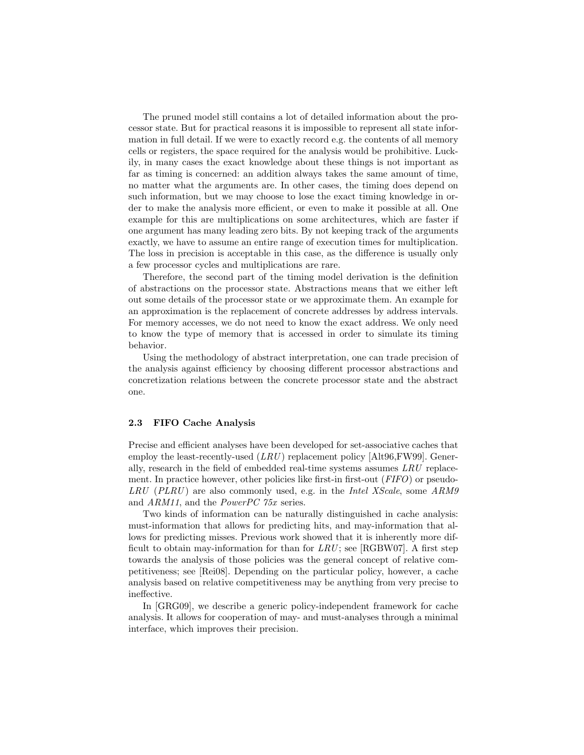The pruned model still contains a lot of detailed information about the processor state. But for practical reasons it is impossible to represent all state information in full detail. If we were to exactly record e.g. the contents of all memory cells or registers, the space required for the analysis would be prohibitive. Luckily, in many cases the exact knowledge about these things is not important as far as timing is concerned: an addition always takes the same amount of time, no matter what the arguments are. In other cases, the timing does depend on such information, but we may choose to lose the exact timing knowledge in order to make the analysis more efficient, or even to make it possible at all. One example for this are multiplications on some architectures, which are faster if one argument has many leading zero bits. By not keeping track of the arguments exactly, we have to assume an entire range of execution times for multiplication. The loss in precision is acceptable in this case, as the difference is usually only a few processor cycles and multiplications are rare.

Therefore, the second part of the timing model derivation is the definition of abstractions on the processor state. Abstractions means that we either left out some details of the processor state or we approximate them. An example for an approximation is the replacement of concrete addresses by address intervals. For memory accesses, we do not need to know the exact address. We only need to know the type of memory that is accessed in order to simulate its timing behavior.

Using the methodology of abstract interpretation, one can trade precision of the analysis against efficiency by choosing different processor abstractions and concretization relations between the concrete processor state and the abstract one.

### 2.3 FIFO Cache Analysis

Precise and efficient analyses have been developed for set-associative caches that employ the least-recently-used (*LRU*) replacement policy [Alt96,FW99]. Generally, research in the field of embedded real-time systems assumes *LRU* replacement. In practice however, other policies like first-in first-out (*FIFO*) or pseudo-*LRU* (*PLRU*) are also commonly used, e.g. in the *Intel XScale*, some *ARM9* and *ARM11*, and the *PowerPC 75x* series.

Two kinds of information can be naturally distinguished in cache analysis: must-information that allows for predicting hits, and may-information that allows for predicting misses. Previous work showed that it is inherently more difficult to obtain may-information for than for *LRU*; see [RGBW07]. A first step towards the analysis of those policies was the general concept of relative competitiveness; see [Rei08]. Depending on the particular policy, however, a cache analysis based on relative competitiveness may be anything from very precise to ineffective.

In [GRG09], we describe a generic policy-independent framework for cache analysis. It allows for cooperation of may- and must-analyses through a minimal interface, which improves their precision.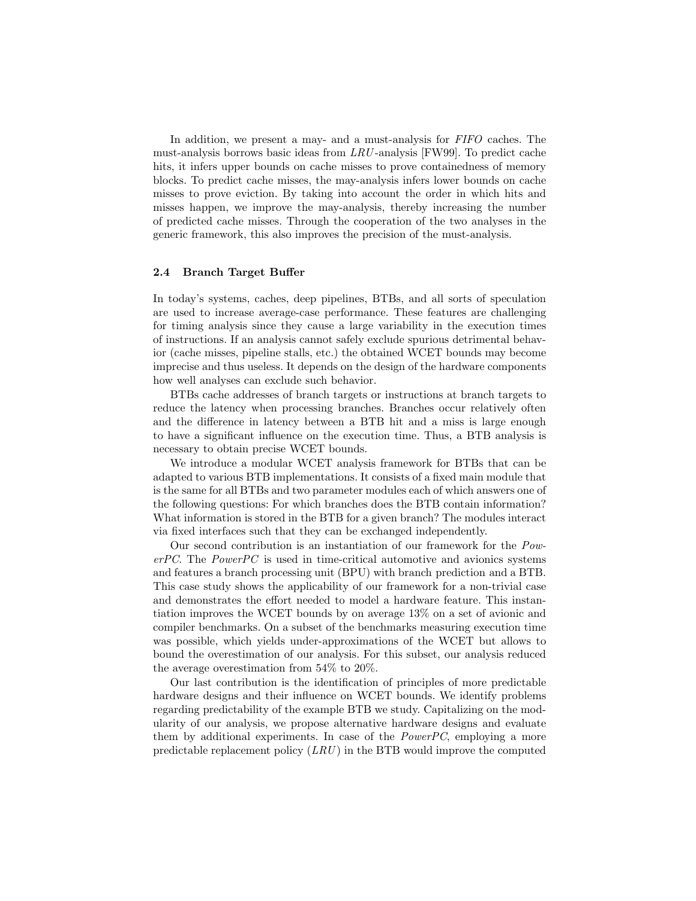In addition, we present a may- and a must-analysis for *FIFO* caches. The must-analysis borrows basic ideas from *LRU*-analysis [FW99]. To predict cache hits, it infers upper bounds on cache misses to prove containedness of memory blocks. To predict cache misses, the may-analysis infers lower bounds on cache misses to prove eviction. By taking into account the order in which hits and misses happen, we improve the may-analysis, thereby increasing the number of predicted cache misses. Through the cooperation of the two analyses in the generic framework, this also improves the precision of the must-analysis.

### 2.4 Branch Target Buffer

In today's systems, caches, deep pipelines, BTBs, and all sorts of speculation are used to increase average-case performance. These features are challenging for timing analysis since they cause a large variability in the execution times of instructions. If an analysis cannot safely exclude spurious detrimental behavior (cache misses, pipeline stalls, etc.) the obtained WCET bounds may become imprecise and thus useless. It depends on the design of the hardware components how well analyses can exclude such behavior.

BTBs cache addresses of branch targets or instructions at branch targets to reduce the latency when processing branches. Branches occur relatively often and the difference in latency between a BTB hit and a miss is large enough to have a significant influence on the execution time. Thus, a BTB analysis is necessary to obtain precise WCET bounds.

We introduce a modular WCET analysis framework for BTBs that can be adapted to various BTB implementations. It consists of a fixed main module that is the same for all BTBs and two parameter modules each of which answers one of the following questions: For which branches does the BTB contain information? What information is stored in the BTB for a given branch? The modules interact via fixed interfaces such that they can be exchanged independently.

Our second contribution is an instantiation of our framework for the *PowerPC*. The *PowerPC* is used in time-critical automotive and avionics systems and features a branch processing unit (BPU) with branch prediction and a BTB. This case study shows the applicability of our framework for a non-trivial case and demonstrates the effort needed to model a hardware feature. This instantiation improves the WCET bounds by on average 13% on a set of avionic and compiler benchmarks. On a subset of the benchmarks measuring execution time was possible, which yields under-approximations of the WCET but allows to bound the overestimation of our analysis. For this subset, our analysis reduced the average overestimation from 54% to 20%.

Our last contribution is the identification of principles of more predictable hardware designs and their influence on WCET bounds. We identify problems regarding predictability of the example BTB we study. Capitalizing on the modularity of our analysis, we propose alternative hardware designs and evaluate them by additional experiments. In case of the *PowerPC*, employing a more predictable replacement policy (*LRU*) in the BTB would improve the computed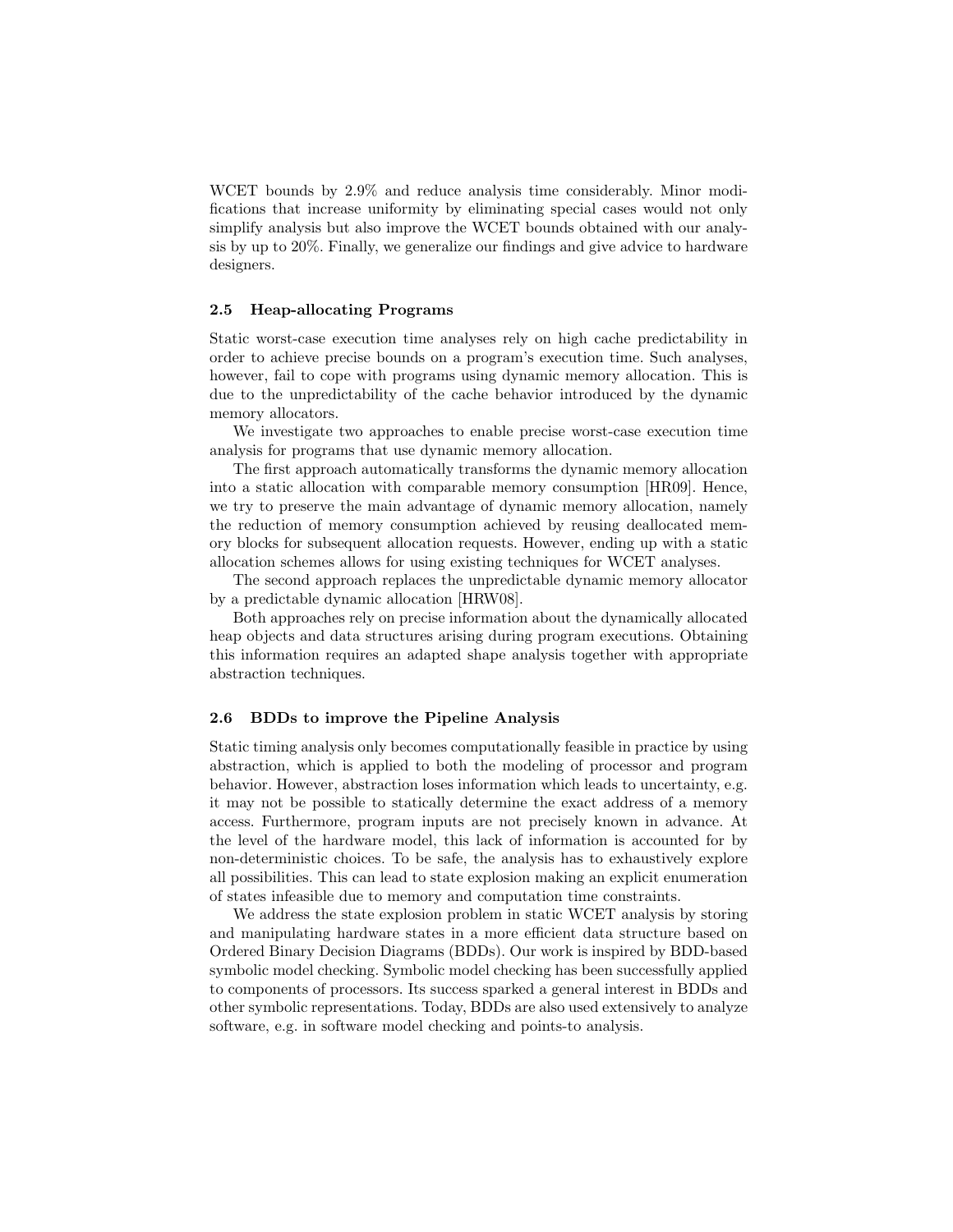WCET bounds by 2.9% and reduce analysis time considerably. Minor modifications that increase uniformity by eliminating special cases would not only simplify analysis but also improve the WCET bounds obtained with our analysis by up to 20%. Finally, we generalize our findings and give advice to hardware designers.

### 2.5 Heap-allocating Programs

Static worst-case execution time analyses rely on high cache predictability in order to achieve precise bounds on a program's execution time. Such analyses, however, fail to cope with programs using dynamic memory allocation. This is due to the unpredictability of the cache behavior introduced by the dynamic memory allocators.

We investigate two approaches to enable precise worst-case execution time analysis for programs that use dynamic memory allocation.

The first approach automatically transforms the dynamic memory allocation into a static allocation with comparable memory consumption [HR09]. Hence, we try to preserve the main advantage of dynamic memory allocation, namely the reduction of memory consumption achieved by reusing deallocated memory blocks for subsequent allocation requests. However, ending up with a static allocation schemes allows for using existing techniques for WCET analyses.

The second approach replaces the unpredictable dynamic memory allocator by a predictable dynamic allocation [HRW08].

Both approaches rely on precise information about the dynamically allocated heap objects and data structures arising during program executions. Obtaining this information requires an adapted shape analysis together with appropriate abstraction techniques.

### 2.6 BDDs to improve the Pipeline Analysis

Static timing analysis only becomes computationally feasible in practice by using abstraction, which is applied to both the modeling of processor and program behavior. However, abstraction loses information which leads to uncertainty, e.g. it may not be possible to statically determine the exact address of a memory access. Furthermore, program inputs are not precisely known in advance. At the level of the hardware model, this lack of information is accounted for by non-deterministic choices. To be safe, the analysis has to exhaustively explore all possibilities. This can lead to state explosion making an explicit enumeration of states infeasible due to memory and computation time constraints.

We address the state explosion problem in static WCET analysis by storing and manipulating hardware states in a more efficient data structure based on Ordered Binary Decision Diagrams (BDDs). Our work is inspired by BDD-based symbolic model checking. Symbolic model checking has been successfully applied to components of processors. Its success sparked a general interest in BDDs and other symbolic representations. Today, BDDs are also used extensively to analyze software, e.g. in software model checking and points-to analysis.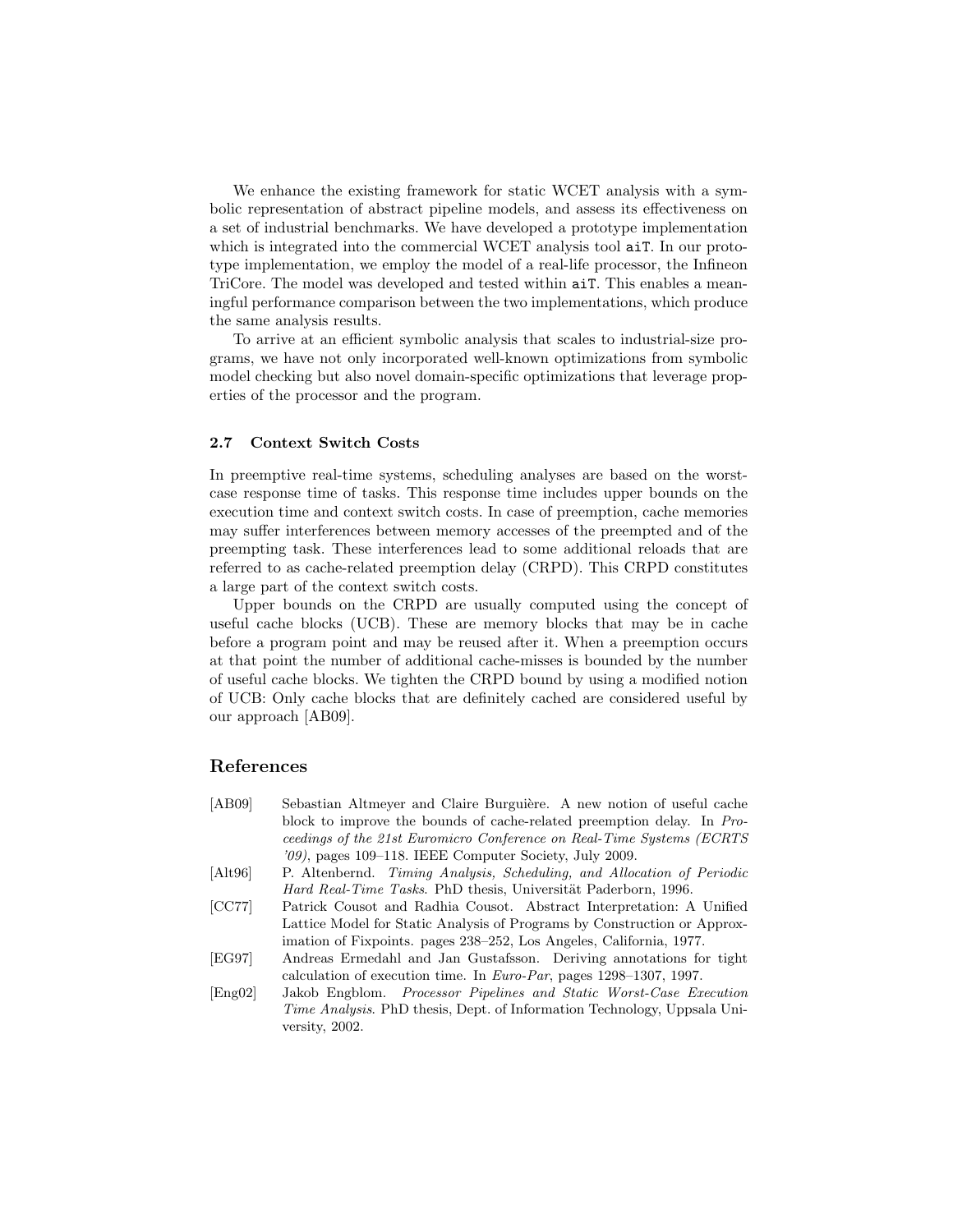We enhance the existing framework for static WCET analysis with a symbolic representation of abstract pipeline models, and assess its effectiveness on a set of industrial benchmarks. We have developed a prototype implementation which is integrated into the commercial WCET analysis tool `aiT`. In our prototype implementation, we employ the model of a real-life processor, the Infineon TriCore. The model was developed and tested within `aiT`. This enables a meaningful performance comparison between the two implementations, which produce the same analysis results.

To arrive at an efficient symbolic analysis that scales to industrial-size programs, we have not only incorporated well-known optimizations from symbolic model checking but also novel domain-specific optimizations that leverage properties of the processor and the program.

### 2.7 Context Switch Costs

In preemptive real-time systems, scheduling analyses are based on the worst-case response time of tasks. This response time includes upper bounds on the execution time and context switch costs. In case of preemption, cache memories may suffer interferences between memory accesses of the preempted and of the preempting task. These interferences lead to some additional reloads that are referred to as cache-related preemption delay (CRPD). This CRPD constitutes a large part of the context switch costs.

Upper bounds on the CRPD are usually computed using the concept of useful cache blocks (UCB). These are memory blocks that may be in cache before a program point and may be reused after it. When a preemption occurs at that point the number of additional cache-misses is bounded by the number of useful cache blocks. We tighten the CRPD bound by using a modified notion of UCB: Only cache blocks that are definitely cached are considered useful by our approach [AB09].

## References

[AB09] Sebastian Altmeyer and Claire Burguière. A new notion of useful cache block to improve the bounds of cache-related preemption delay. In *Proceedings of the 21st Euromicro Conference on Real-Time Systems (ECRTS '09)*, pages 109–118. IEEE Computer Society, July 2009.

[Alt96] P. Altenbernd. *Timing Analysis, Scheduling, and Allocation of Periodic Hard Real-Time Tasks*. PhD thesis, Universität Paderborn, 1996.

[CC77] Patrick Cousot and Radhia Cousot. Abstract Interpretation: A Unified Lattice Model for Static Analysis of Programs by Construction or Approximation of Fixpoints. pages 238–252, Los Angeles, California, 1977.

[EG97] Andreas Ermedahl and Jan Gustafsson. Deriving annotations for tight calculation of execution time. In *Euro-Par*, pages 1298–1307, 1997.

[Eng02] Jakob Engblom. *Processor Pipelines and Static Worst-Case Execution Time Analysis*. PhD thesis, Dept. of Information Technology, Uppsala University, 2002.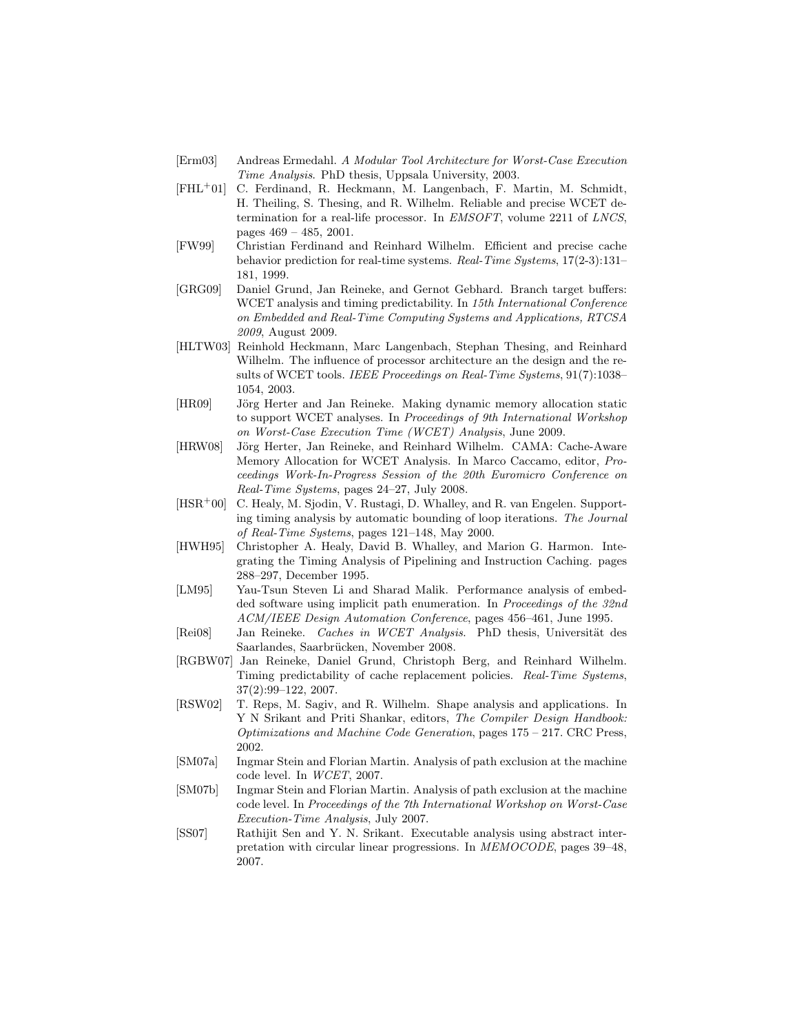[Erm03] Andreas Ermedahl. *A Modular Tool Architecture for Worst-Case Execution Time Analysis*. PhD thesis, Uppsala University, 2003.

[FHL+01] C. Ferdinand, R. Heckmann, M. Langenbach, F. Martin, M. Schmidt, H. Theiling, S. Thesing, and R. Wilhelm. Reliable and precise WCET determination for a real-life processor. In *EMSOFT*, volume 2211 of *LNCS*, pages 469 – 485, 2001.

[FW99] Christian Ferdinand and Reinhard Wilhelm. Efficient and precise cache behavior prediction for real-time systems. *Real-Time Systems*, 17(2-3):131–181, 1999.

[GRG09] Daniel Grund, Jan Reineke, and Gernot Gebhard. Branch target buffers: WCET analysis and timing predictability. In *15th International Conference on Embedded and Real-Time Computing Systems and Applications, RTCSA 2009*, August 2009.

[HLTW03] Reinhold Heckmann, Marc Langenbach, Stephan Thesing, and Reinhard Wilhelm. The influence of processor architecture an the design and the results of WCET tools. *IEEE Proceedings on Real-Time Systems*, 91(7):1038–1054, 2003.

[HR09] Jörg Herter and Jan Reineke. Making dynamic memory allocation static to support WCET analyses. In *Proceedings of 9th International Workshop on Worst-Case Execution Time (WCET) Analysis*, June 2009.

[HRW08] Jörg Herter, Jan Reineke, and Reinhard Wilhelm. CAMA: Cache-Aware Memory Allocation for WCET Analysis. In Marco Caccamo, editor, *Proceedings Work-In-Progress Session of the 20th Euromicro Conference on Real-Time Systems*, pages 24–27, July 2008.

[HSR+00] C. Healy, M. Sjodin, V. Rustagi, D. Whalley, and R. van Engelen. Supporting timing analysis by automatic bounding of loop iterations. *The Journal of Real-Time Systems*, pages 121–148, May 2000.

[HWH95] Christopher A. Healy, David B. Whalley, and Marion G. Harmon. Integrating the Timing Analysis of Pipelining and Instruction Caching. pages 288–297, December 1995.

[LM95] Yau-Tsun Steven Li and Sharad Malik. Performance analysis of embedded software using implicit path enumeration. In *Proceedings of the 32nd ACM/IEEE Design Automation Conference*, pages 456–461, June 1995.

[Rei08] Jan Reineke. *Caches in WCET Analysis*. PhD thesis, Universität des Saarlandes, Saarbrücken, November 2008.

[RGBW07] Jan Reineke, Daniel Grund, Christoph Berg, and Reinhard Wilhelm. Timing predictability of cache replacement policies. *Real-Time Systems*, 37(2):99–122, 2007.

[RSW02] T. Reps, M. Sagiv, and R. Wilhelm. Shape analysis and applications. In Y N Srikant and Priti Shankar, editors, *The Compiler Design Handbook: Optimizations and Machine Code Generation*, pages 175 – 217. CRC Press, 2002.

[SM07a] Ingmar Stein and Florian Martin. Analysis of path exclusion at the machine code level. In *WCET*, 2007.

[SM07b] Ingmar Stein and Florian Martin. Analysis of path exclusion at the machine code level. In *Proceedings of the 7th International Workshop on Worst-Case Execution-Time Analysis*, July 2007.

[SS07] Rathijit Sen and Y. N. Srikant. Executable analysis using abstract interpretation with circular linear progressions. In *MEMOCODE*, pages 39–48, 2007.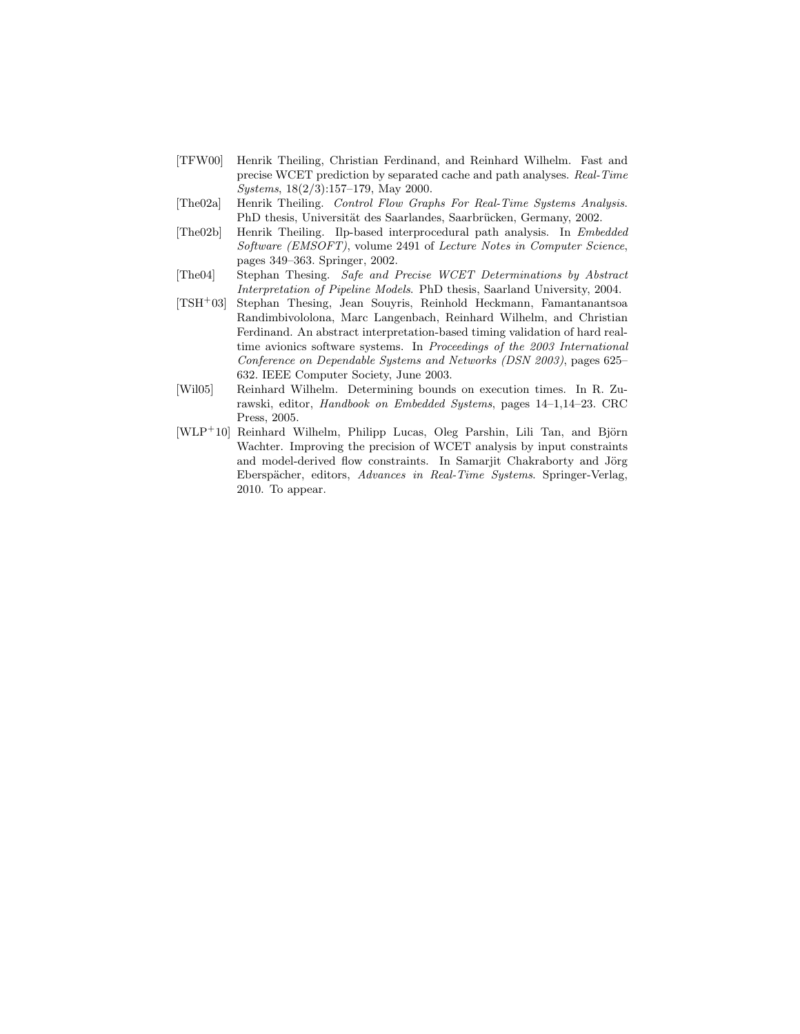[TFW00] Henrik Theiling, Christian Ferdinand, and Reinhard Wilhelm. Fast and precise WCET prediction by separated cache and path analyses. *Real-Time Systems*, 18(2/3):157–179, May 2000.

[The02a] Henrik Theiling. *Control Flow Graphs For Real-Time Systems Analysis*. PhD thesis, Universität des Saarlandes, Saarbrücken, Germany, 2002.

[The02b] Henrik Theiling. Ilp-based interprocedural path analysis. In *Embedded Software (EMSOFT)*, volume 2491 of *Lecture Notes in Computer Science*, pages 349–363. Springer, 2002.

[The04] Stephan Thesing. *Safe and Precise WCET Determinations by Abstract Interpretation of Pipeline Models*. PhD thesis, Saarland University, 2004.

[TSH+03] Stephan Thesing, Jean Souyris, Reinhold Heckmann, Famantanantsoa Randimbivololona, Marc Langenbach, Reinhard Wilhelm, and Christian Ferdinand. An abstract interpretation-based timing validation of hard real-time avionics software systems. In *Proceedings of the 2003 International Conference on Dependable Systems and Networks (DSN 2003)*, pages 625–632. IEEE Computer Society, June 2003.

[Wil05] Reinhard Wilhelm. Determining bounds on execution times. In R. Zurawski, editor, *Handbook on Embedded Systems*, pages 14–1,14–23. CRC Press, 2005.

[WLP+10] Reinhard Wilhelm, Philipp Lucas, Oleg Parshin, Lili Tan, and Björn Wachter. Improving the precision of WCET analysis by input constraints and model-derived flow constraints. In Samarjit Chakraborty and Jörg Eberspächer, editors, *Advances in Real-Time Systems*. Springer-Verlag, 2010. To appear.